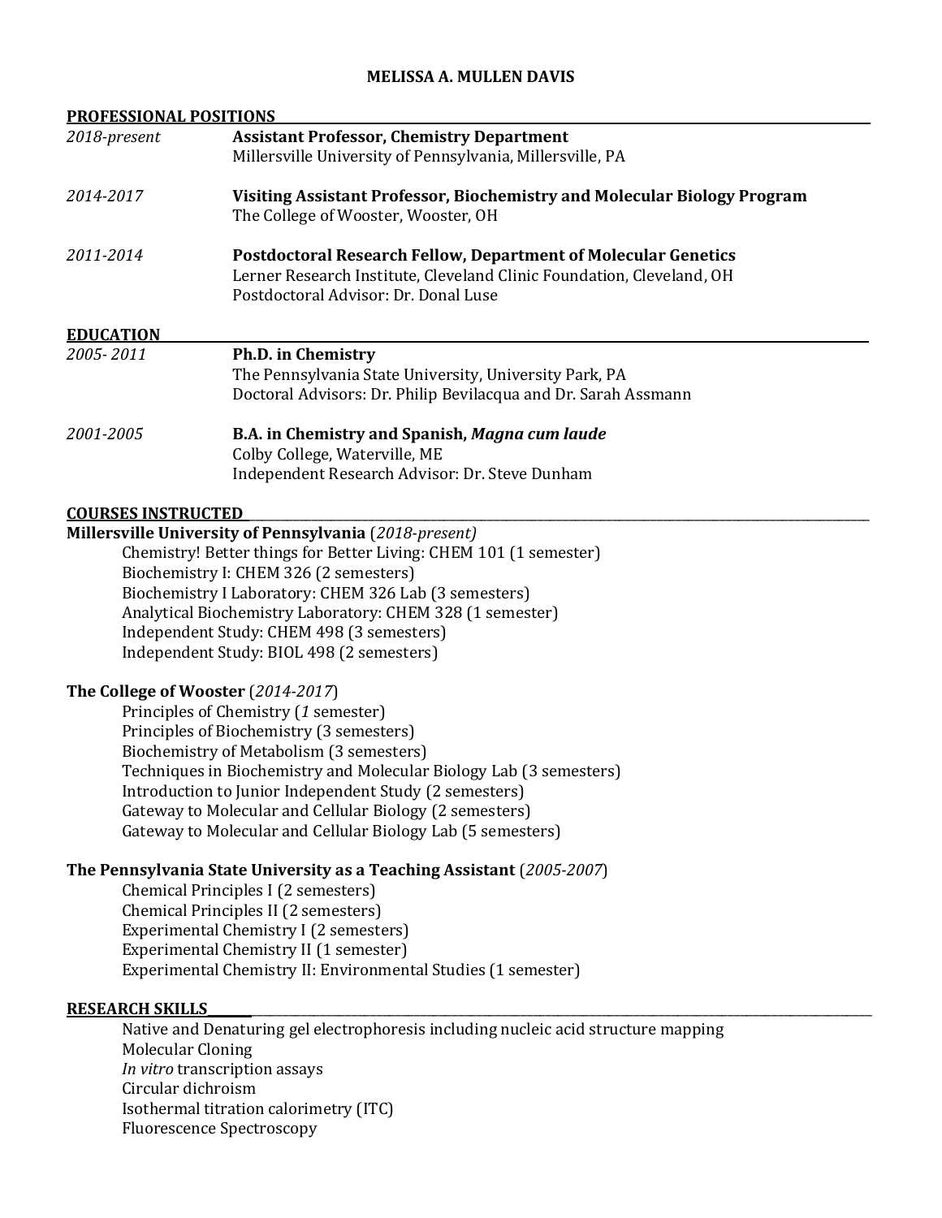# MELISSA A. MULLEN DAVIS

## PROFESSIONAL POSITIONS

*2018-present* — **Assistant Professor, Chemistry Department**
Millersville University of Pennsylvania, Millersville, PA

*2014-2017* — **Visiting Assistant Professor, Biochemistry and Molecular Biology Program**
The College of Wooster, Wooster, OH

*2011-2014* — **Postdoctoral Research Fellow, Department of Molecular Genetics**
Lerner Research Institute, Cleveland Clinic Foundation, Cleveland, OH
Postdoctoral Advisor: Dr. Donal Luse

## EDUCATION

*2005- 2011* — **Ph.D. in Chemistry**
The Pennsylvania State University, University Park, PA
Doctoral Advisors: Dr. Philip Bevilacqua and Dr. Sarah Assmann

*2001-2005* — **B.A. in Chemistry and Spanish, *Magna cum laude***
Colby College, Waterville, ME
Independent Research Advisor: Dr. Steve Dunham

## COURSES INSTRUCTED

**Millersville University of Pennsylvania** (*2018-present)*

- Chemistry! Better things for Better Living: CHEM 101 (1 semester)
- Biochemistry I: CHEM 326 (2 semesters)
- Biochemistry I Laboratory: CHEM 326 Lab (3 semesters)
- Analytical Biochemistry Laboratory: CHEM 328 (1 semester)
- Independent Study: CHEM 498 (3 semesters)
- Independent Study: BIOL 498 (2 semesters)

**The College of Wooster** (*2014-2017*)

- Principles of Chemistry (*1* semester)
- Principles of Biochemistry (3 semesters)
- Biochemistry of Metabolism (3 semesters)
- Techniques in Biochemistry and Molecular Biology Lab (3 semesters)
- Introduction to Junior Independent Study (2 semesters)
- Gateway to Molecular and Cellular Biology (2 semesters)
- Gateway to Molecular and Cellular Biology Lab (5 semesters)

**The Pennsylvania State University as a Teaching Assistant** (*2005-2007*)

- Chemical Principles I (2 semesters)
- Chemical Principles II (2 semesters)
- Experimental Chemistry I (2 semesters)
- Experimental Chemistry II (1 semester)
- Experimental Chemistry II: Environmental Studies (1 semester)

## RESEARCH SKILLS

- Native and Denaturing gel electrophoresis including nucleic acid structure mapping
- Molecular Cloning
- *In vitro* transcription assays
- Circular dichroism
- Isothermal titration calorimetry (ITC)
- Fluorescence Spectroscopy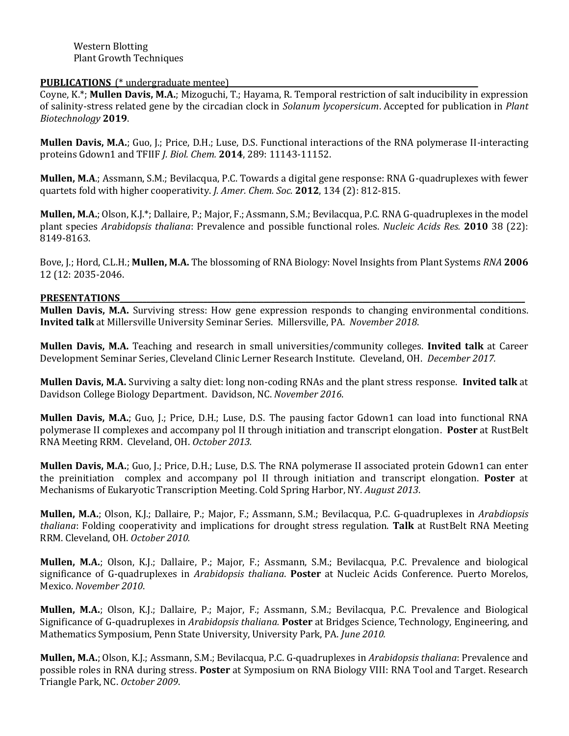Western Blotting
Plant Growth Techniques

## PUBLICATIONS (* undergraduate mentee)

Coyne, K.*; **Mullen Davis, M.A.**; Mizoguchi, T.; Hayama, R. Temporal restriction of salt inducibility in expression of salinity-stress related gene by the circadian clock in *Solanum lycopersicum*. Accepted for publication in *Plant Biotechnology* **2019**.

**Mullen Davis, M.A.**; Guo, J.; Price, D.H.; Luse, D.S. Functional interactions of the RNA polymerase II-interacting proteins Gdown1 and TFIIF *J. Biol. Chem.* **2014**, 289: 11143-11152.

**Mullen, M.A**.; Assmann, S.M.; Bevilacqua, P.C. Towards a digital gene response: RNA G-quadruplexes with fewer quartets fold with higher cooperativity. *J. Amer. Chem. Soc.* **2012**, 134 (2): 812-815.

**Mullen, M.A.**; Olson, K.J.*; Dallaire, P.; Major, F.; Assmann, S.M.; Bevilacqua, P.C. RNA G-quadruplexes in the model plant species *Arabidopsis thaliana*: Prevalence and possible functional roles. *Nucleic Acids Res.* **2010** 38 (22): 8149-8163.

Bove, J.; Hord, C.L.H.; **Mullen, M.A.** The blossoming of RNA Biology: Novel Insights from Plant Systems *RNA* **2006** 12 (12: 2035-2046.

## PRESENTATIONS

**Mullen Davis, M.A.** Surviving stress: How gene expression responds to changing environmental conditions. **Invited talk** at Millersville University Seminar Series. Millersville, PA. *November 2018*.

**Mullen Davis, M.A.** Teaching and research in small universities/community colleges. **Invited talk** at Career Development Seminar Series, Cleveland Clinic Lerner Research Institute. Cleveland, OH. *December 2017.*

**Mullen Davis, M.A.** Surviving a salty diet: long non-coding RNAs and the plant stress response. **Invited talk** at Davidson College Biology Department. Davidson, NC. *November 2016*.

**Mullen Davis, M.A.**; Guo, J.; Price, D.H.; Luse, D.S. The pausing factor Gdown1 can load into functional RNA polymerase II complexes and accompany pol II through initiation and transcript elongation. **Poster** at RustBelt RNA Meeting RRM. Cleveland, OH. *October 2013.*

**Mullen Davis, M.A.**; Guo, J.; Price, D.H.; Luse, D.S. The RNA polymerase II associated protein Gdown1 can enter the preinitiation complex and accompany pol II through initiation and transcript elongation. **Poster** at Mechanisms of Eukaryotic Transcription Meeting. Cold Spring Harbor, NY. *August 2013*.

**Mullen, M.A.**; Olson, K.J.; Dallaire, P.; Major, F.; Assmann, S.M.; Bevilacqua, P.C. G-quadruplexes in *Arabdiopsis thaliana*: Folding cooperativity and implications for drought stress regulation. **Talk** at RustBelt RNA Meeting RRM. Cleveland, OH. *October 2010.*

**Mullen, M.A.**; Olson, K.J.; Dallaire, P.; Major, F.; Assmann, S.M.; Bevilacqua, P.C. Prevalence and biological significance of G-quadruplexes in *Arabidopsis thaliana*. **Poster** at Nucleic Acids Conference. Puerto Morelos, Mexico. *November 2010*.

**Mullen, M.A.**; Olson, K.J.; Dallaire, P.; Major, F.; Assmann, S.M.; Bevilacqua, P.C. Prevalence and Biological Significance of G-quadruplexes in *Arabidopsis thaliana.* **Poster** at Bridges Science, Technology, Engineering, and Mathematics Symposium, Penn State University, University Park, PA. *June 2010.*

**Mullen, M.A.**; Olson, K.J.; Assmann, S.M.; Bevilacqua, P.C. G-quadruplexes in *Arabidopsis thaliana*: Prevalence and possible roles in RNA during stress. **Poster** at Symposium on RNA Biology VIII: RNA Tool and Target. Research Triangle Park, NC. *October 2009*.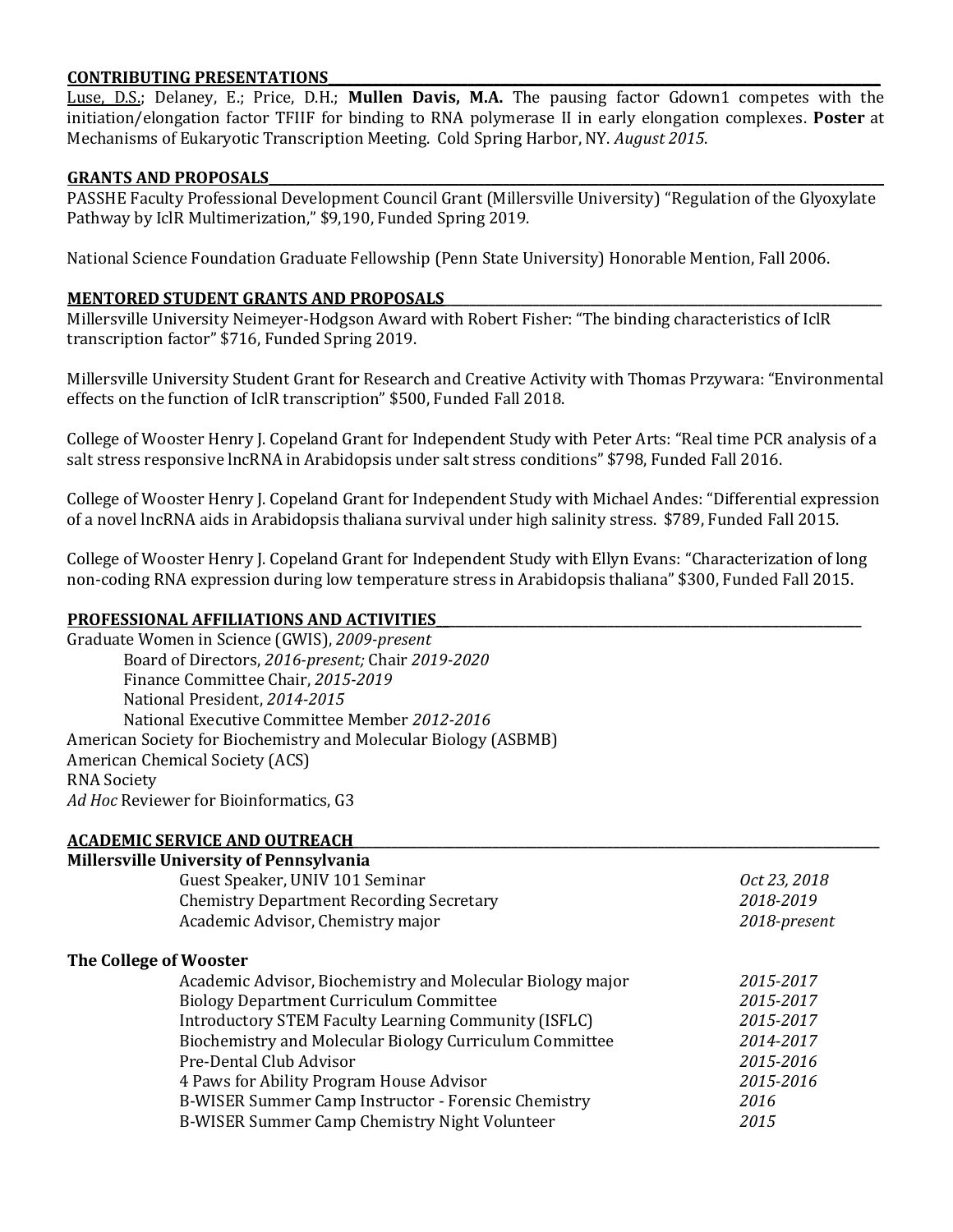## CONTRIBUTING PRESENTATIONS

Luse, D.S.; Delaney, E.; Price, D.H.; **Mullen Davis, M.A.** The pausing factor Gdown1 competes with the initiation/elongation factor TFIIF for binding to RNA polymerase II in early elongation complexes. **Poster** at Mechanisms of Eukaryotic Transcription Meeting. Cold Spring Harbor, NY. *August 2015*.

## GRANTS AND PROPOSALS

PASSHE Faculty Professional Development Council Grant (Millersville University) "Regulation of the Glyoxylate Pathway by IclR Multimerization," $9,190, Funded Spring 2019.

National Science Foundation Graduate Fellowship (Penn State University) Honorable Mention, Fall 2006.

## MENTORED STUDENT GRANTS AND PROPOSALS

Millersville University Neimeyer-Hodgson Award with Robert Fisher: "The binding characteristics of IclR transcription factor" $716, Funded Spring 2019.

Millersville University Student Grant for Research and Creative Activity with Thomas Przywara: "Environmental effects on the function of IclR transcription" $500, Funded Fall 2018.

College of Wooster Henry J. Copeland Grant for Independent Study with Peter Arts: "Real time PCR analysis of a salt stress responsive lncRNA in Arabidopsis under salt stress conditions" $798, Funded Fall 2016.

College of Wooster Henry J. Copeland Grant for Independent Study with Michael Andes: "Differential expression of a novel lncRNA aids in Arabidopsis thaliana survival under high salinity stress. $789, Funded Fall 2015.

College of Wooster Henry J. Copeland Grant for Independent Study with Ellyn Evans: "Characterization of long non-coding RNA expression during low temperature stress in Arabidopsis thaliana" $300, Funded Fall 2015.

## PROFESSIONAL AFFILIATIONS AND ACTIVITIES

Graduate Women in Science (GWIS), *2009-present*
- Board of Directors, *2016-present;* Chair *2019-2020*
- Finance Committee Chair, *2015-2019*
- National President, *2014-2015*
- National Executive Committee Member *2012-2016*

American Society for Biochemistry and Molecular Biology (ASBMB)
American Chemical Society (ACS)
RNA Society
*Ad Hoc* Reviewer for Bioinformatics, G3

## ACADEMIC SERVICE AND OUTREACH

**Millersville University of Pennsylvania**

| | |
|---|---|
| Guest Speaker, UNIV 101 Seminar | *Oct 23, 2018* |
| Chemistry Department Recording Secretary | *2018-2019* |
| Academic Advisor, Chemistry major | *2018-present* |

**The College of Wooster**

| | |
|---|---|
| Academic Advisor, Biochemistry and Molecular Biology major | *2015-2017* |
| Biology Department Curriculum Committee | *2015-2017* |
| Introductory STEM Faculty Learning Community (ISFLC) | *2015-2017* |
| Biochemistry and Molecular Biology Curriculum Committee | *2014-2017* |
| Pre-Dental Club Advisor | *2015-2016* |
| 4 Paws for Ability Program House Advisor | *2015-2016* |
| B-WISER Summer Camp Instructor - Forensic Chemistry | *2016* |
| B-WISER Summer Camp Chemistry Night Volunteer | *2015* |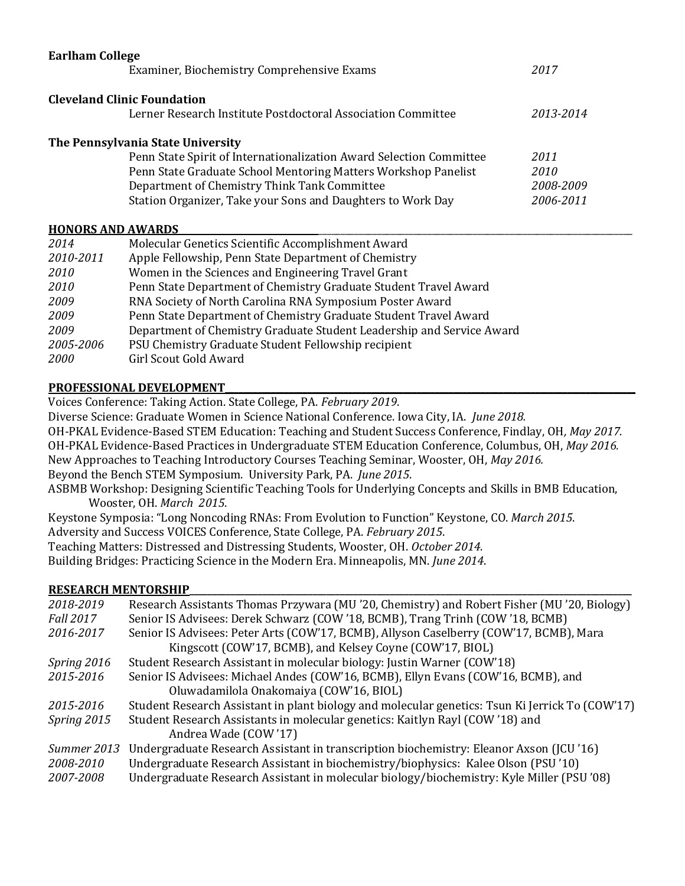**Earlham College**

| | |
|---|---|
| Examiner, Biochemistry Comprehensive Exams | *2017* |

**Cleveland Clinic Foundation**

| | |
|---|---|
| Lerner Research Institute Postdoctoral Association Committee | *2013-2014* |

**The Pennsylvania State University**

| | |
|---|---|
| Penn State Spirit of Internationalization Award Selection Committee | *2011* |
| Penn State Graduate School Mentoring Matters Workshop Panelist | *2010* |
| Department of Chemistry Think Tank Committee | *2008-2009* |
| Station Organizer, Take your Sons and Daughters to Work Day | *2006-2011* |

## HONORS AND AWARDS

| | |
|---|---|
| *2014* | Molecular Genetics Scientific Accomplishment Award |
| *2010-2011* | Apple Fellowship, Penn State Department of Chemistry |
| *2010* | Women in the Sciences and Engineering Travel Grant |
| *2010* | Penn State Department of Chemistry Graduate Student Travel Award |
| *2009* | RNA Society of North Carolina RNA Symposium Poster Award |
| *2009* | Penn State Department of Chemistry Graduate Student Travel Award |
| *2009* | Department of Chemistry Graduate Student Leadership and Service Award |
| *2005-2006* | PSU Chemistry Graduate Student Fellowship recipient |
| *2000* | Girl Scout Gold Award |

## PROFESSIONAL DEVELOPMENT

Voices Conference: Taking Action. State College, PA. *February 2019*.

Diverse Science: Graduate Women in Science National Conference. Iowa City, IA. *June 2018.*

OH-PKAL Evidence-Based STEM Education: Teaching and Student Success Conference, Findlay, OH*, May 2017.*

OH-PKAL Evidence-Based Practices in Undergraduate STEM Education Conference, Columbus, OH, *May 2016.*

New Approaches to Teaching Introductory Courses Teaching Seminar, Wooster, OH, *May 2016.*

Beyond the Bench STEM Symposium. University Park, PA. *June 2015*.

ASBMB Workshop: Designing Scientific Teaching Tools for Underlying Concepts and Skills in BMB Education, Wooster, OH. *March 2015*.

Keystone Symposia: "Long Noncoding RNAs: From Evolution to Function" Keystone, CO. *March 2015*.

Adversity and Success VOICES Conference, State College, PA. *February 2015*.

Teaching Matters: Distressed and Distressing Students, Wooster, OH. *October 2014*.

Building Bridges: Practicing Science in the Modern Era. Minneapolis, MN. *June 2014*.

## RESEARCH MENTORSHIP

| | |
|---|---|
| *2018-2019* | Research Assistants Thomas Przywara (MU '20, Chemistry) and Robert Fisher (MU '20, Biology) |
| *Fall 2017* | Senior IS Advisees: Derek Schwarz (COW '18, BCMB), Trang Trinh (COW '18, BCMB) |
| *2016-2017* | Senior IS Advisees: Peter Arts (COW'17, BCMB), Allyson Caselberry (COW'17, BCMB), Mara Kingscott (COW'17, BCMB), and Kelsey Coyne (COW'17, BIOL) |
| *Spring 2016* | Student Research Assistant in molecular biology: Justin Warner (COW'18) |
| *2015-2016* | Senior IS Advisees: Michael Andes (COW'16, BCMB), Ellyn Evans (COW'16, BCMB), and Oluwadamilola Onakomaiya (COW'16, BIOL) |
| *2015-2016* | Student Research Assistant in plant biology and molecular genetics: Tsun Ki Jerrick To (COW'17) |
| *Spring 2015* | Student Research Assistants in molecular genetics: Kaitlyn Rayl (COW '18) and Andrea Wade (COW '17) |
| *Summer 2013* | Undergraduate Research Assistant in transcription biochemistry: Eleanor Axson (JCU '16) |
| *2008-2010* | Undergraduate Research Assistant in biochemistry/biophysics: Kalee Olson (PSU '10) |
| *2007-2008* | Undergraduate Research Assistant in molecular biology/biochemistry: Kyle Miller (PSU '08) |